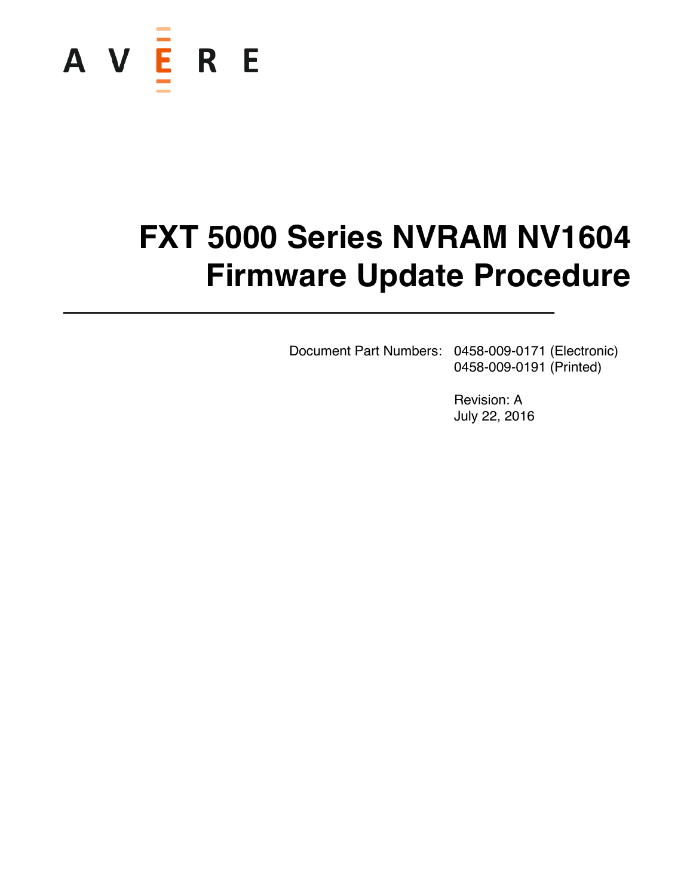AVERE

# FXT 5000 Series NVRAM NV1604 Firmware Update Procedure

Document Part Numbers: 0458-009-0171 (Electronic)
0458-009-0191 (Printed)

Revision: A
July 22, 2016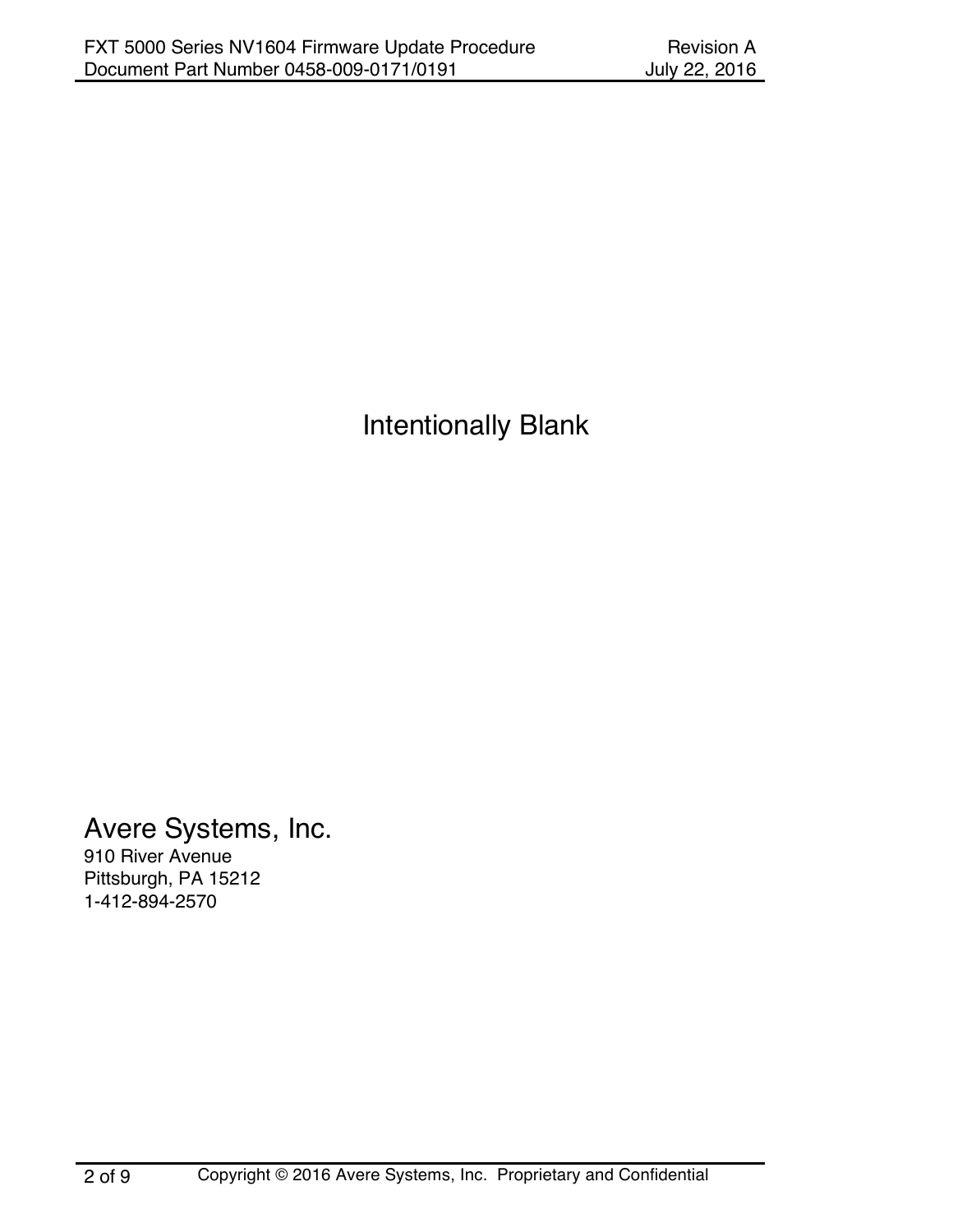Intentionally Blank

Avere Systems, Inc.
910 River Avenue
Pittsburgh, PA 15212
1-412-894-2570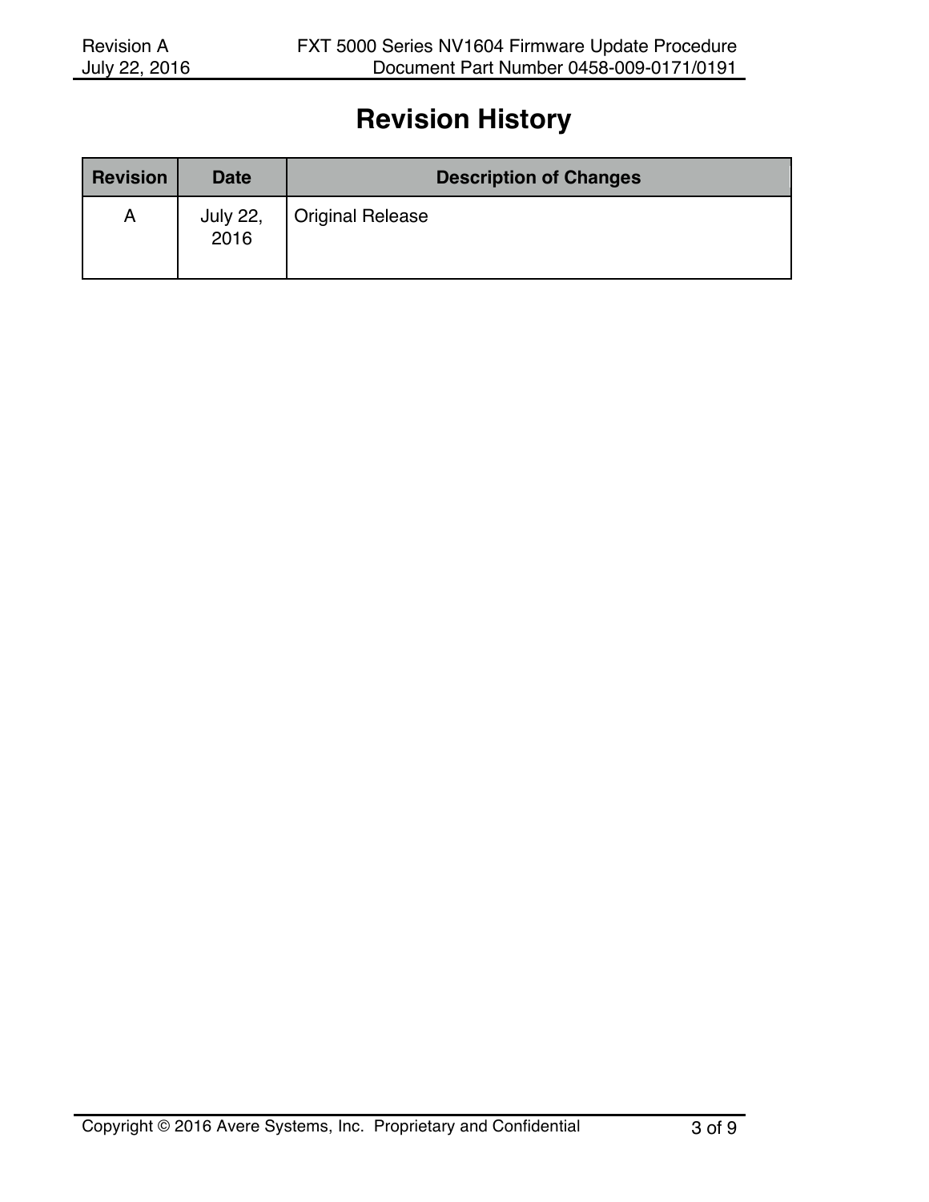# Revision History

| Revision | Date | Description of Changes |
| --- | --- | --- |
| A | July 22, 2016 | Original Release |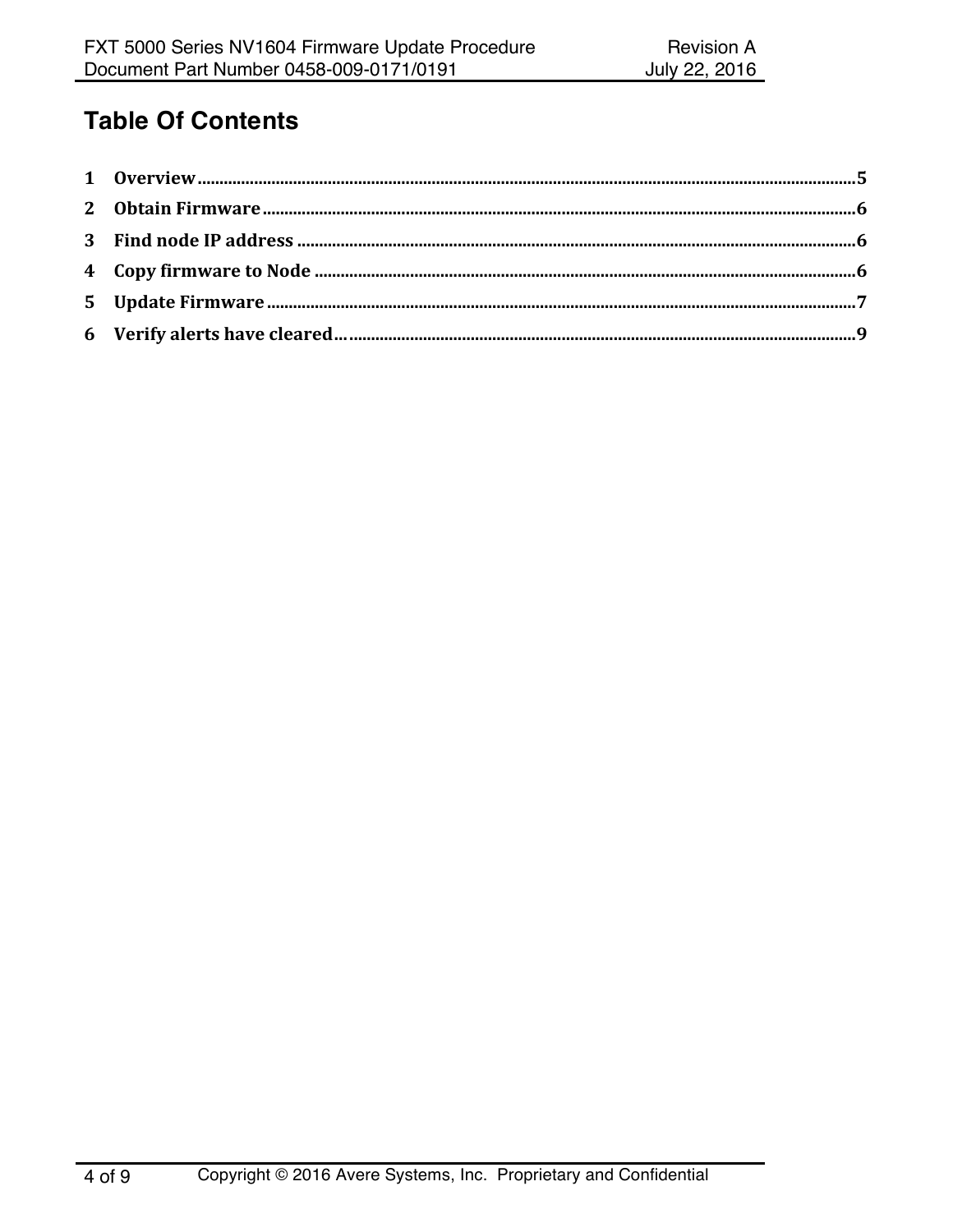# Table Of Contents

1 Overview ....................................................................................................................................5
2 Obtain Firmware ......................................................................................................................6
3 Find node IP address ...............................................................................................................6
4 Copy firmware to Node ...........................................................................................................6
5 Update Firmware ......................................................................................................................7
6 Verify alerts have cleared.........................................................................................................9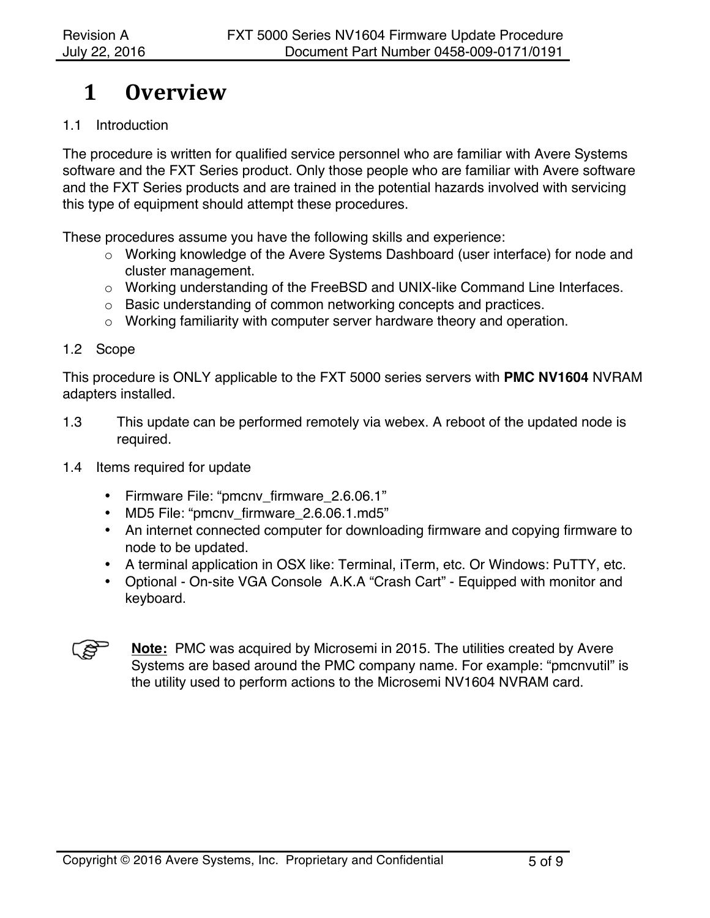# 1 Overview

## 1.1 Introduction

The procedure is written for qualified service personnel who are familiar with Avere Systems software and the FXT Series product. Only those people who are familiar with Avere software and the FXT Series products and are trained in the potential hazards involved with servicing this type of equipment should attempt these procedures.

These procedures assume you have the following skills and experience:

- Working knowledge of the Avere Systems Dashboard (user interface) for node and cluster management.
- Working understanding of the FreeBSD and UNIX-like Command Line Interfaces.
- Basic understanding of common networking concepts and practices.
- Working familiarity with computer server hardware theory and operation.

## 1.2 Scope

This procedure is ONLY applicable to the FXT 5000 series servers with **PMC NV1604** NVRAM adapters installed.

## 1.3 This update can be performed remotely via webex. A reboot of the updated node is required.

## 1.4 Items required for update

- Firmware File: “pmcnv_firmware_2.6.06.1”
- MD5 File: “pmcnv_firmware_2.6.06.1.md5”
- An internet connected computer for downloading firmware and copying firmware to node to be updated.
- A terminal application in OSX like: Terminal, iTerm, etc. Or Windows: PuTTY, etc.
- Optional - On-site VGA Console A.K.A “Crash Cart” - Equipped with monitor and keyboard.

**Note:** PMC was acquired by Microsemi in 2015. The utilities created by Avere Systems are based around the PMC company name. For example: “pmcnvutil” is the utility used to perform actions to the Microsemi NV1604 NVRAM card.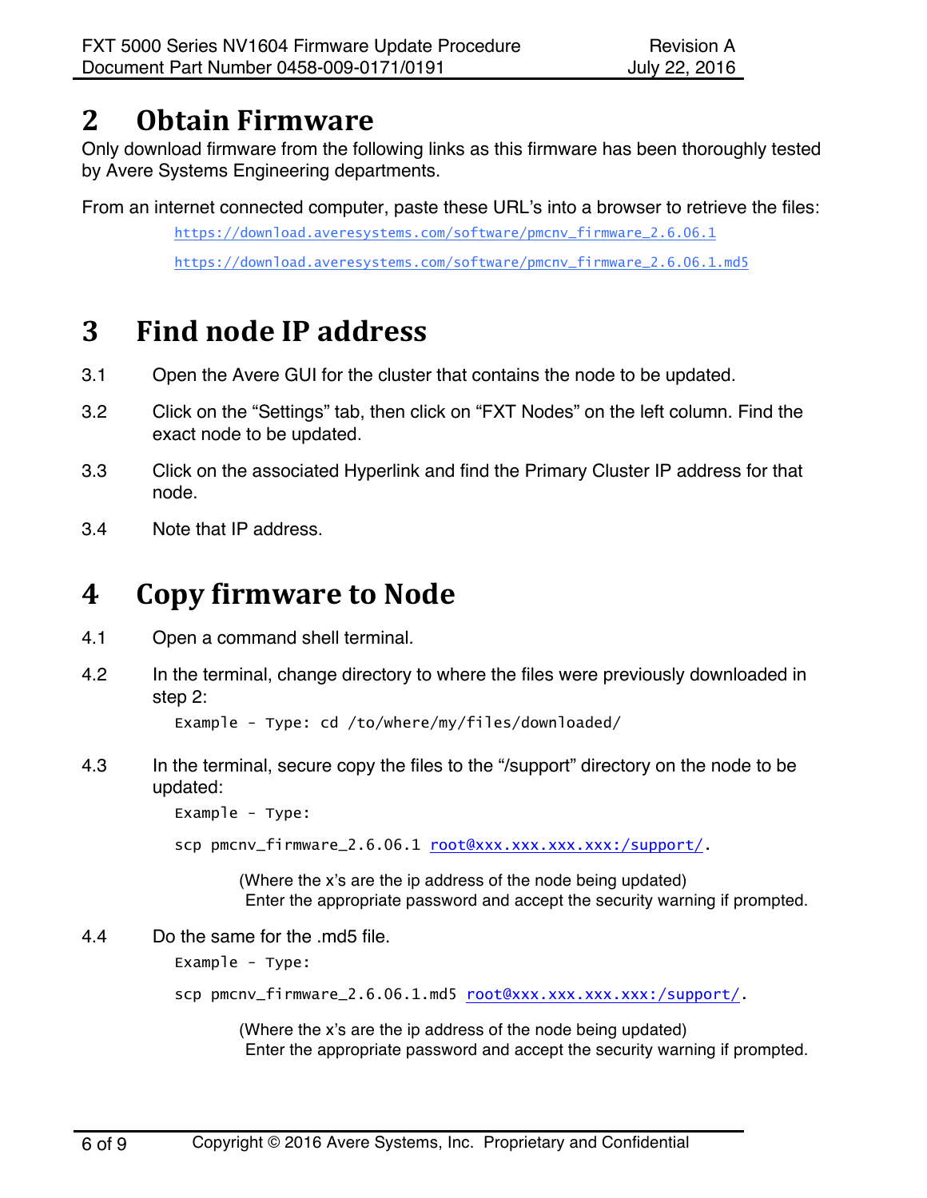# 2 Obtain Firmware

Only download firmware from the following links as this firmware has been thoroughly tested by Avere Systems Engineering departments.

From an internet connected computer, paste these URL's into a browser to retrieve the files:

https://download.averesystems.com/software/pmcnv_firmware_2.6.06.1

https://download.averesystems.com/software/pmcnv_firmware_2.6.06.1.md5

# 3 Find node IP address

3.1 Open the Avere GUI for the cluster that contains the node to be updated.

3.2 Click on the "Settings" tab, then click on "FXT Nodes" on the left column. Find the exact node to be updated.

3.3 Click on the associated Hyperlink and find the Primary Cluster IP address for that node.

3.4 Note that IP address.

# 4 Copy firmware to Node

4.1 Open a command shell terminal.

4.2 In the terminal, change directory to where the files were previously downloaded in step 2:

```
Example - Type: cd /to/where/my/files/downloaded/
```

4.3 In the terminal, secure copy the files to the "/support" directory on the node to be updated:

```
Example - Type:

scp pmcnv_firmware_2.6.06.1 root@xxx.xxx.xxx.xxx:/support/.
```

(Where the x's are the ip address of the node being updated)
Enter the appropriate password and accept the security warning if prompted.

4.4 Do the same for the .md5 file.

```
Example - Type:

scp pmcnv_firmware_2.6.06.1.md5 root@xxx.xxx.xxx.xxx:/support/.
```

(Where the x's are the ip address of the node being updated)
Enter the appropriate password and accept the security warning if prompted.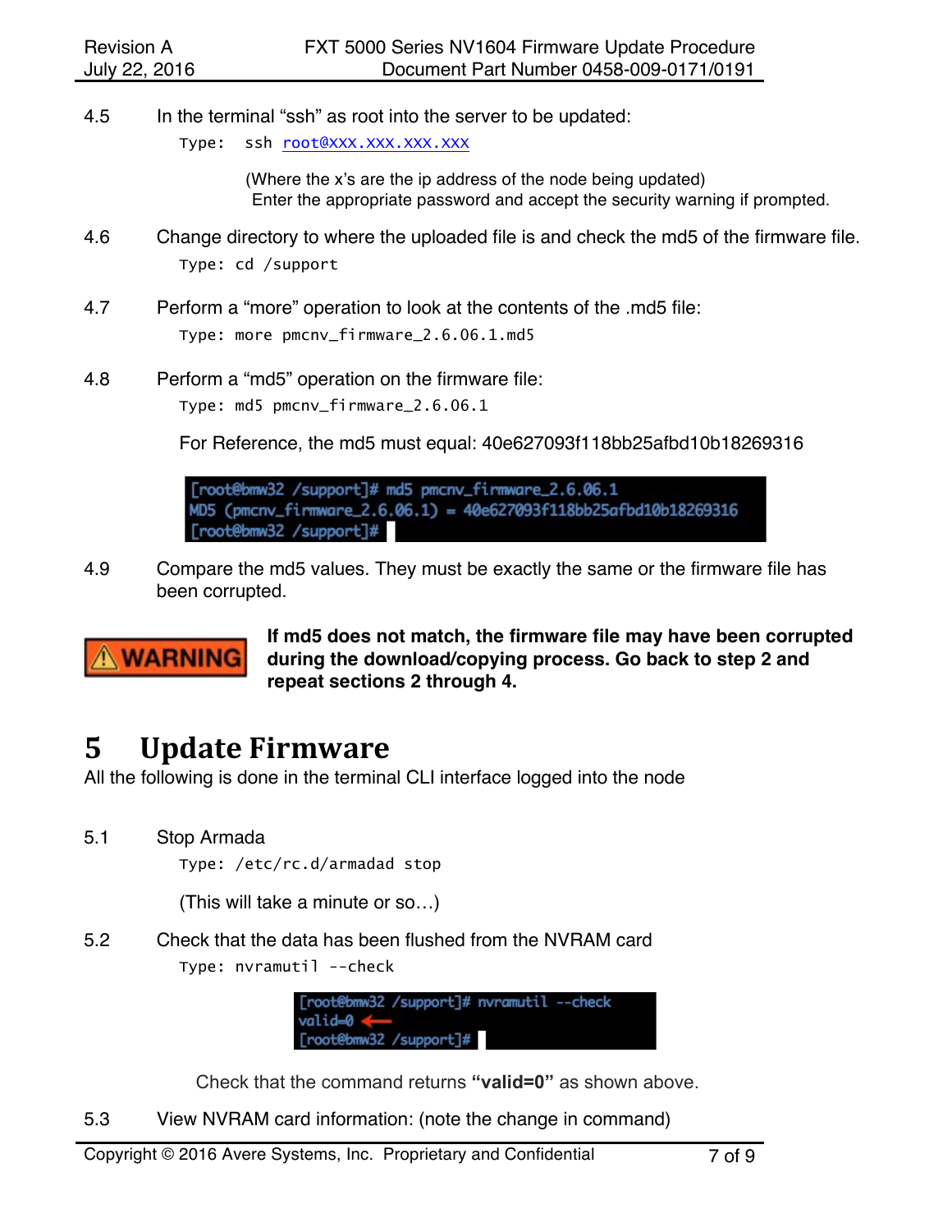4.5 In the terminal "ssh" as root into the server to be updated:

Type: `ssh root@XXX.XXX.XXX.XXX`

(Where the x's are the ip address of the node being updated)
Enter the appropriate password and accept the security warning if prompted.

4.6 Change directory to where the uploaded file is and check the md5 of the firmware file.

Type: `cd /support`

4.7 Perform a "more" operation to look at the contents of the .md5 file:

Type: `more pmcnv_firmware_2.6.06.1.md5`

4.8 Perform a "md5" operation on the firmware file:

Type: `md5 pmcnv_firmware_2.6.06.1`

For Reference, the md5 must equal: 40e627093f118bb25afbd10b18269316

```
[root@bmw32 /support]# md5 pmcnv_firmware_2.6.06.1
MD5 (pmcnv_firmware_2.6.06.1) = 40e627093f118bb25afbd10b18269316
[root@bmw32 /support]#
```

4.9 Compare the md5 values. They must be exactly the same or the firmware file has been corrupted.

⚠WARNING **If md5 does not match, the firmware file may have been corrupted during the download/copying process. Go back to step 2 and repeat sections 2 through 4.**

# 5 Update Firmware

All the following is done in the terminal CLI interface logged into the node

5.1 Stop Armada

Type: `/etc/rc.d/armadad stop`

(This will take a minute or so…)

5.2 Check that the data has been flushed from the NVRAM card

Type: `nvramutil --check`

```
[root@bmw32 /support]# nvramutil --check
valid=0
[root@bmw32 /support]#
```

Check that the command returns **"valid=0"** as shown above.

5.3 View NVRAM card information: (note the change in command)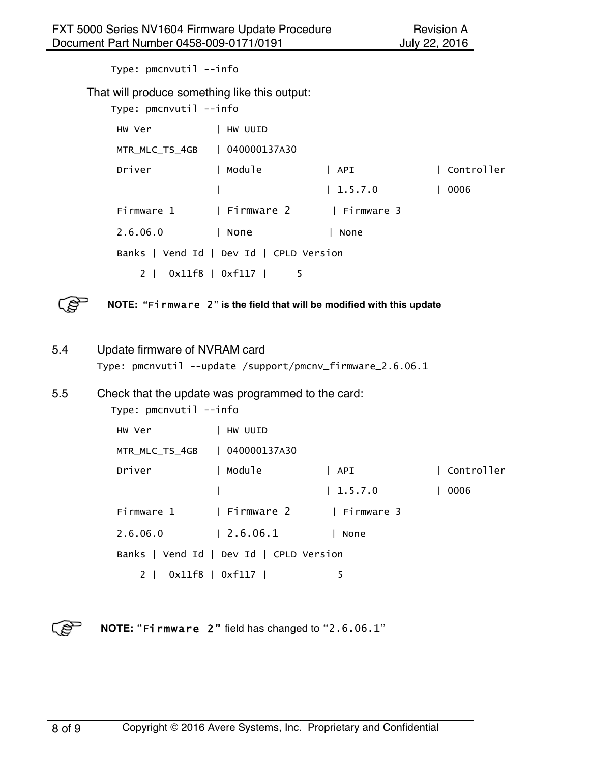Type: pmcnvutil --info

That will produce something like this output:

```
Type: pmcnvutil --info

 HW Ver           | HW UUID
 MTR_MLC_TS_4GB   | 040000137A30
 Driver           | Module           | API              | Controller
                  |                  | 1.5.7.0          | 0006
 Firmware 1       | Firmware 2       | Firmware 3
 2.6.06.0         | None             | None
 Banks | Vend Id | Dev Id | CPLD Version
     2 |  0x11f8 | 0xf117 |     5
```

**NOTE: "Firmware 2" is the field that will be modified with this update**

5.4 Update firmware of NVRAM card

Type: pmcnvutil --update /support/pmcnv_firmware_2.6.06.1

5.5 Check that the update was programmed to the card:

```
Type: pmcnvutil --info

 HW Ver           | HW UUID
 MTR_MLC_TS_4GB   | 040000137A30
 Driver           | Module           | API              | Controller
                  |                  | 1.5.7.0          | 0006
 Firmware 1       | Firmware 2       | Firmware 3
 2.6.06.0         | 2.6.06.1         | None
 Banks | Vend Id | Dev Id | CPLD Version
     2 |  0x11f8 | 0xf117 |           5
```

**NOTE:** "**Firmware 2**" field has changed to "2.6.06.1"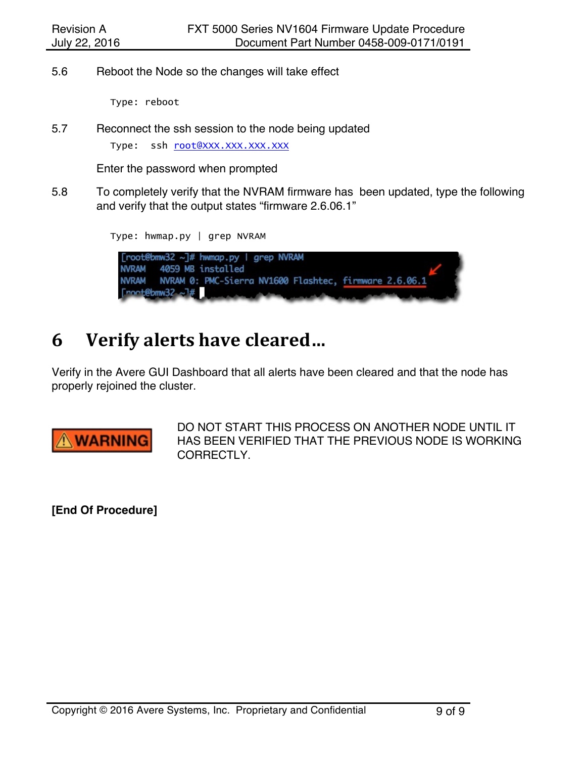5.6 Reboot the Node so the changes will take effect

```
Type: reboot
```

5.7 Reconnect the ssh session to the node being updated

```
Type: ssh root@XXX.XXX.XXX.XXX
```

Enter the password when prompted

5.8 To completely verify that the NVRAM firmware has been updated, type the following and verify that the output states “firmware 2.6.06.1”

```
Type: hwmap.py | grep NVRAM
```

```
[root@bmw32 ~]# hwmap.py | grep NVRAM
NVRAM    4059 MB installed
NVRAM    NVRAM 0: PMC-Sierra NV1600 Flashtec, firmware 2.6.06.1
[root@bmw32 ~]#
```

# 6 Verify alerts have cleared…

Verify in the Avere GUI Dashboard that all alerts have been cleared and that the node has properly rejoined the cluster.

**⚠ WARNING** DO NOT START THIS PROCESS ON ANOTHER NODE UNTIL IT HAS BEEN VERIFIED THAT THE PREVIOUS NODE IS WORKING CORRECTLY.

**[End Of Procedure]**